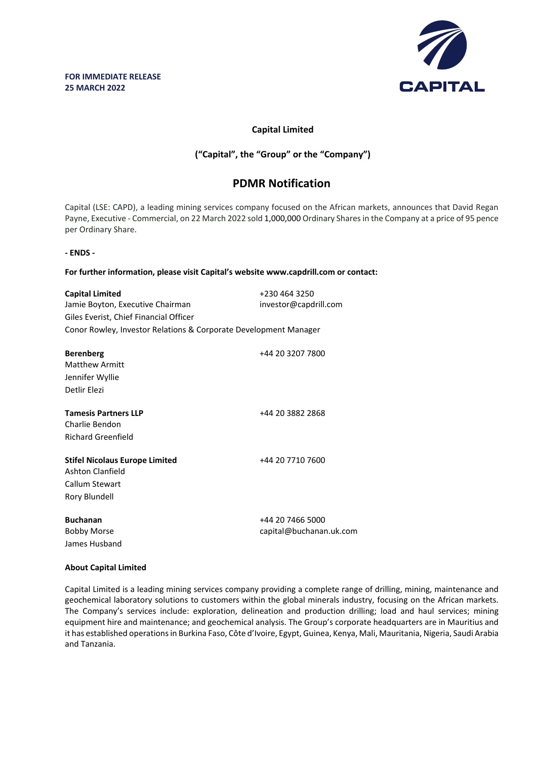**FOR IMMEDIATE RELEASE**
**25 MARCH 2022**

CAPITAL

## Capital Limited

### ("Capital", the "Group" or the "Company")

# PDMR Notification

Capital (LSE: CAPD), a leading mining services company focused on the African markets, announces that David Regan Payne, Executive - Commercial, on 22 March 2022 sold 1,000,000 Ordinary Shares in the Company at a price of 95 pence per Ordinary Share.

**- ENDS -**

**For further information, please visit Capital's website www.capdrill.com or contact:**

**Capital Limited** +230 464 3250
Jamie Boyton, Executive Chairman investor@capdrill.com
Giles Everist, Chief Financial Officer
Conor Rowley, Investor Relations & Corporate Development Manager

**Berenberg** +44 20 3207 7800
Matthew Armitt
Jennifer Wyllie
Detlir Elezi

**Tamesis Partners LLP** +44 20 3882 2868
Charlie Bendon
Richard Greenfield

**Stifel Nicolaus Europe Limited** +44 20 7710 7600
Ashton Clanfield
Callum Stewart
Rory Blundell

**Buchanan** +44 20 7466 5000
Bobby Morse capital@buchanan.uk.com
James Husband

**About Capital Limited**

Capital Limited is a leading mining services company providing a complete range of drilling, mining, maintenance and geochemical laboratory solutions to customers within the global minerals industry, focusing on the African markets. The Company's services include: exploration, delineation and production drilling; load and haul services; mining equipment hire and maintenance; and geochemical analysis. The Group's corporate headquarters are in Mauritius and it has established operations in Burkina Faso, Côte d'Ivoire, Egypt, Guinea, Kenya, Mali, Mauritania, Nigeria, Saudi Arabia and Tanzania.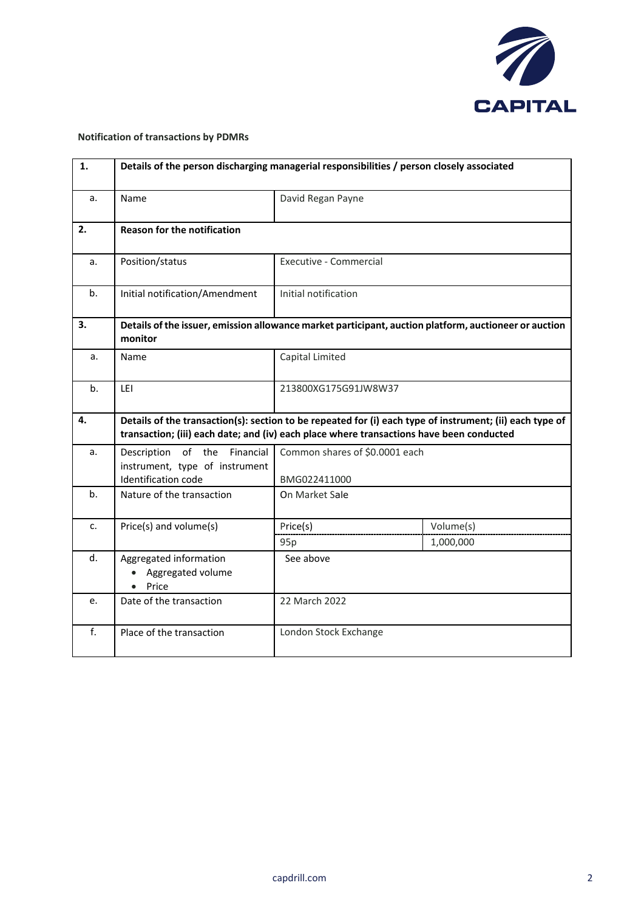**Notification of transactions by PDMRs**

| | | | |
|---|---|---|---|
| **1.** | **Details of the person discharging managerial responsibilities / person closely associated** | | |
| a. | Name | David Regan Payne | |
| **2.** | **Reason for the notification** | | |
| a. | Position/status | Executive - Commercial | |
| b. | Initial notification/Amendment | Initial notification | |
| **3.** | **Details of the issuer, emission allowance market participant, auction platform, auctioneer or auction monitor** | | |
| a. | Name | Capital Limited | |
| b. | LEI | 213800XG175G91JW8W37 | |
| **4.** | **Details of the transaction(s): section to be repeated for (i) each type of instrument; (ii) each type of transaction; (iii) each date; and (iv) each place where transactions have been conducted** | | |
| a. | Description of the Financial instrument, type of instrument<br>Identification code | Common shares of $0.0001 each<br><br>BMG022411000 | |
| b. | Nature of the transaction | On Market Sale | |
| c. | Price(s) and volume(s) | Price(s) | Volume(s) |
| | | 95p | 1,000,000 |
| d. | Aggregated information<br>• Aggregated volume<br>• Price | See above | |
| e. | Date of the transaction | 22 March 2022 | |
| f. | Place of the transaction | London Stock Exchange | |

capdrill.com